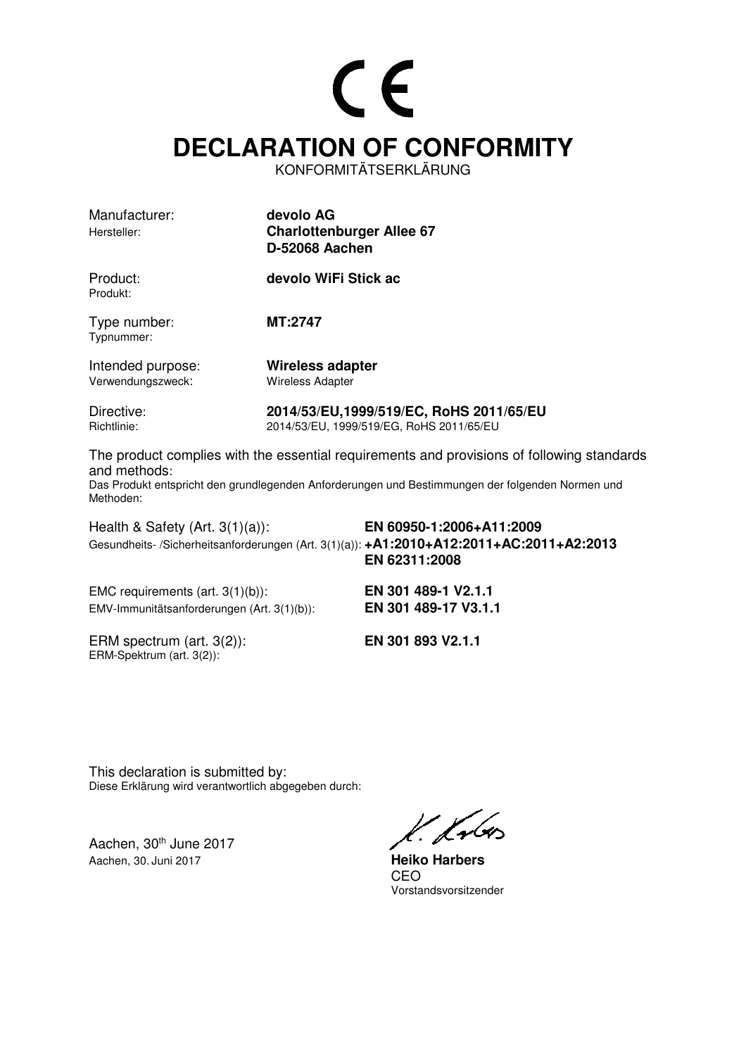CE

# DECLARATION OF CONFORMITY

KONFORMITÄTSERKLÄRUNG

| | |
|---|---|
| Manufacturer:<br>Hersteller: | **devolo AG**<br>**Charlottenburger Allee 67**<br>**D-52068 Aachen** |
| Product:<br>Produkt: | **devolo WiFi Stick ac** |
| Type number:<br>Typnummer: | **MT:2747** |
| Intended purpose:<br>Verwendungszweck: | **Wireless adapter**<br>Wireless Adapter |
| Directive:<br>Richtlinie: | **2014/53/EU,1999/519/EC, RoHS 2011/65/EU**<br>2014/53/EU, 1999/519/EG, RoHS 2011/65/EU |

The product complies with the essential requirements and provisions of following standards and methods:
Das Produkt entspricht den grundlegenden Anforderungen und Bestimmungen der folgenden Normen und Methoden:

| | |
|---|---|
| Health & Safety (Art. 3(1)(a)):<br>Gesundheits- /Sicherheitsanforderungen (Art. 3(1)(a)): | **EN 60950-1:2006+A11:2009**<br>**+A1:2010+A12:2011+AC:2011+A2:2013**<br>**EN 62311:2008** |
| EMC requirements (art. 3(1)(b)):<br>EMV-Immunitätsanforderungen (Art. 3(1)(b)): | **EN 301 489-1 V2.1.1**<br>**EN 301 489-17 V3.1.1** |
| ERM spectrum (art. 3(2)):<br>ERM-Spektrum (art. 3(2)): | **EN 301 893 V2.1.1** |

This declaration is submitted by:
Diese Erklärung wird verantwortlich abgegeben durch:

Aachen, 30th June 2017
Aachen, 30. Juni 2017

**Heiko Harbers**
CEO
Vorstandsvorsitzender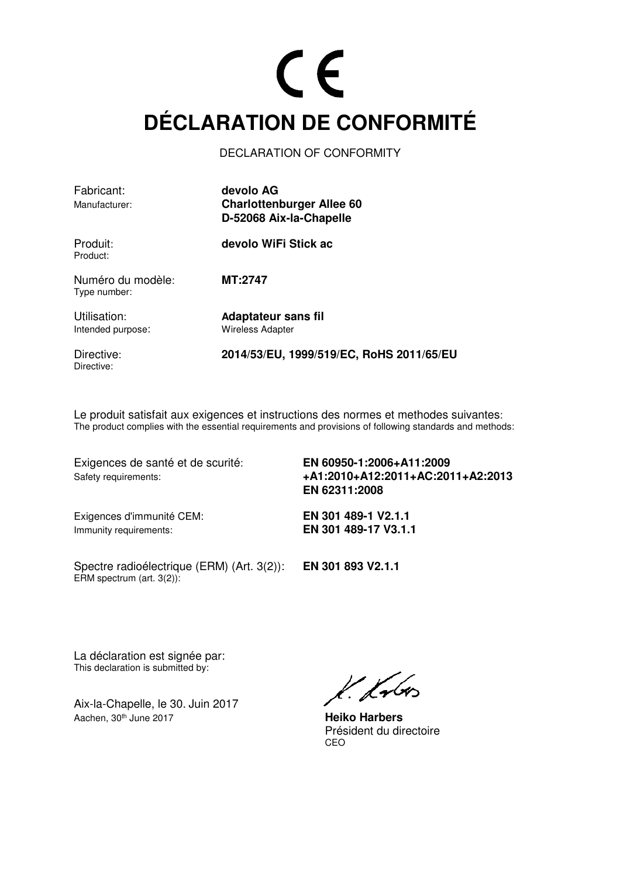CE

# DÉCLARATION DE CONFORMITÉ

DECLARATION OF CONFORMITY

| | |
|---|---|
| Fabricant:<br>Manufacturer: | **devolo AG**<br>**Charlottenburger Allee 60**<br>**D-52068 Aix-la-Chapelle** |
| Produit:<br>Product: | **devolo WiFi Stick ac** |
| Numéro du modèle:<br>Type number: | **MT:2747** |
| Utilisation:<br>Intended purpose: | **Adaptateur sans fil**<br>Wireless Adapter |
| Directive:<br>Directive: | **2014/53/EU, 1999/519/EC, RoHS 2011/65/EU** |

Le produit satisfait aux exigences et instructions des normes et methodes suivantes:
The product complies with the essential requirements and provisions of following standards and methods:

| | |
|---|---|
| Exigences de santé et de scurité:<br>Safety requirements: | **EN 60950-1:2006+A11:2009**<br>**+A1:2010+A12:2011+AC:2011+A2:2013**<br>**EN 62311:2008** |
| Exigences d'immunité CEM:<br>Immunity requirements: | **EN 301 489-1 V2.1.1**<br>**EN 301 489-17 V3.1.1** |
| Spectre radioélectrique (ERM) (Art. 3(2)):<br>ERM spectrum (art. 3(2)): | **EN 301 893 V2.1.1** |

La déclaration est signée par:
This declaration is submitted by:

Aix-la-Chapelle, le 30. Juin 2017
Aachen, 30th June 2017

**Heiko Harbers**
Président du directoire
CEO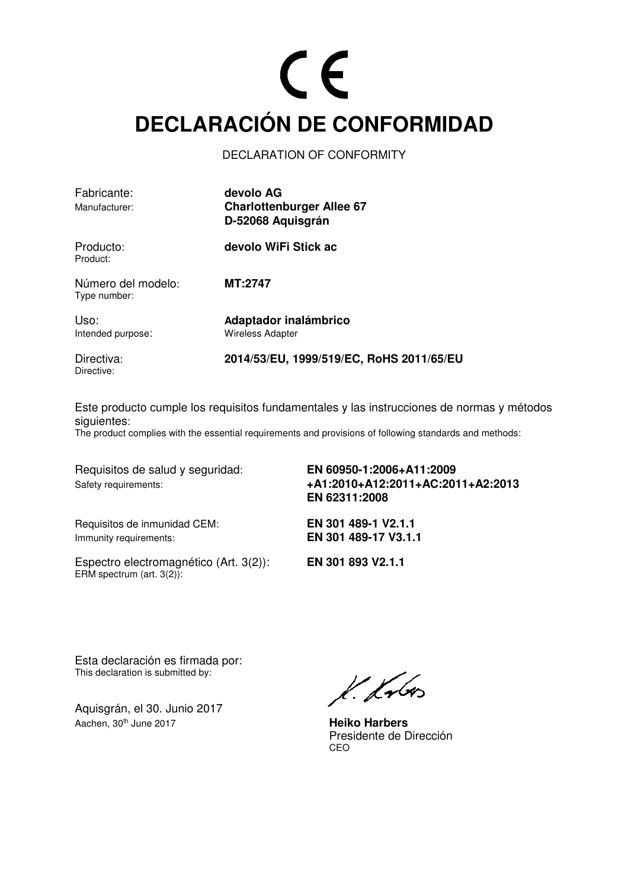CE

# DECLARACIÓN DE CONFORMIDAD

DECLARATION OF CONFORMITY

Fabricante:
Manufacturer:
**devolo AG**
**Charlottenburger Allee 67**
**D-52068 Aquisgrán**

Producto:
Product:
**devolo WiFi Stick ac**

Número del modelo:
Type number:
**MT:2747**

Uso:
Intended purpose:
**Adaptador inalámbrico**
Wireless Adapter

Directiva:
Directive:
**2014/53/EU, 1999/519/EC, RoHS 2011/65/EU**

Este producto cumple los requisitos fundamentales y las instrucciones de normas y métodos siguientes:
The product complies with the essential requirements and provisions of following standards and methods:

Requisitos de salud y seguridad:
Safety requirements:
**EN 60950-1:2006+A11:2009**
**+A1:2010+A12:2011+AC:2011+A2:2013**
**EN 62311:2008**

Requisitos de inmunidad CEM:
Immunity requirements:
**EN 301 489-1 V2.1.1**
**EN 301 489-17 V3.1.1**

Espectro electromagnético (Art. 3(2)):
ERM spectrum (art. 3(2)):
**EN 301 893 V2.1.1**

Esta declaración es firmada por:
This declaration is submitted by:

Aquisgrán, el 30. Junio 2017
Aachen, 30th June 2017

**Heiko Harbers**
Presidente de Dirección
CEO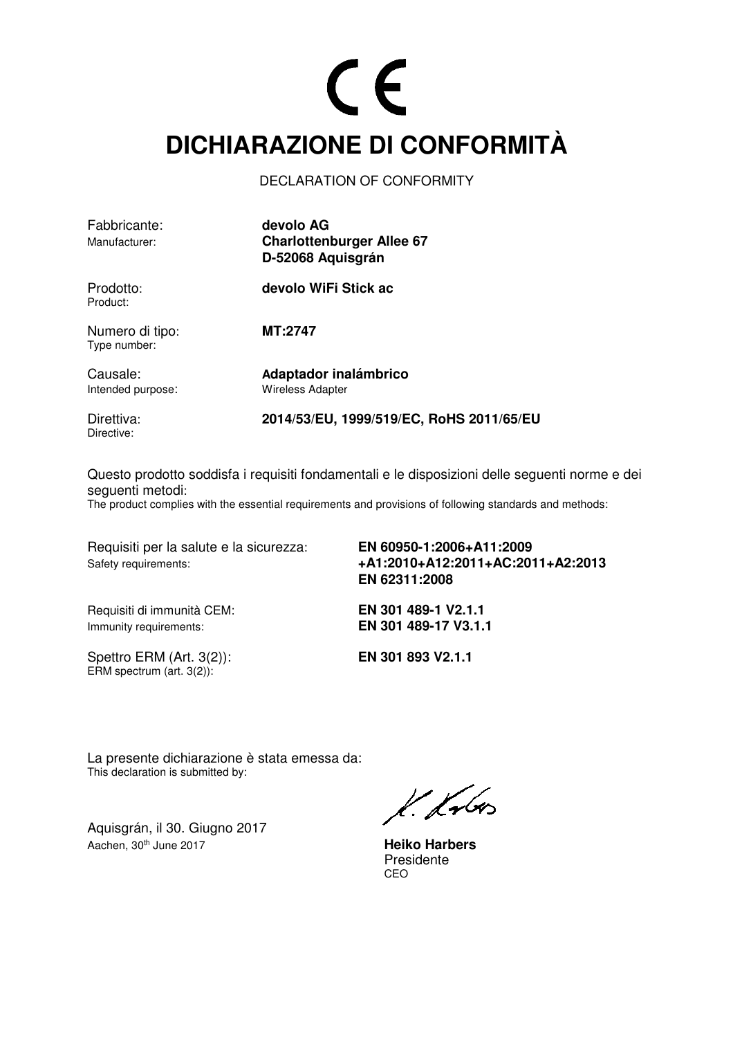CE

# DICHIARAZIONE DI CONFORMITÀ

DECLARATION OF CONFORMITY

| | |
|---|---|
| Fabbricante:<br>Manufacturer: | **devolo AG**<br>**Charlottenburger Allee 67**<br>**D-52068 Aquisgrán** |
| Prodotto:<br>Product: | **devolo WiFi Stick ac** |
| Numero di tipo:<br>Type number: | **MT:2747** |
| Causale:<br>Intended purpose: | **Adaptador inalámbrico**<br>Wireless Adapter |
| Direttiva:<br>Directive: | **2014/53/EU, 1999/519/EC, RoHS 2011/65/EU** |

Questo prodotto soddisfa i requisiti fondamentali e le disposizioni delle seguenti norme e dei seguenti metodi:
The product complies with the essential requirements and provisions of following standards and methods:

| | |
|---|---|
| Requisiti per la salute e la sicurezza:<br>Safety requirements: | **EN 60950-1:2006+A11:2009**<br>**+A1:2010+A12:2011+AC:2011+A2:2013**<br>**EN 62311:2008** |
| Requisiti di immunità CEM:<br>Immunity requirements: | **EN 301 489-1 V2.1.1**<br>**EN 301 489-17 V3.1.1** |
| Spettro ERM (Art. 3(2)):<br>ERM spectrum (art. 3(2)): | **EN 301 893 V2.1.1** |

La presente dichiarazione è stata emessa da:
This declaration is submitted by:

Aquisgrán, il 30. Giugno 2017
Aachen, 30th June 2017

**Heiko Harbers**
Presidente
CEO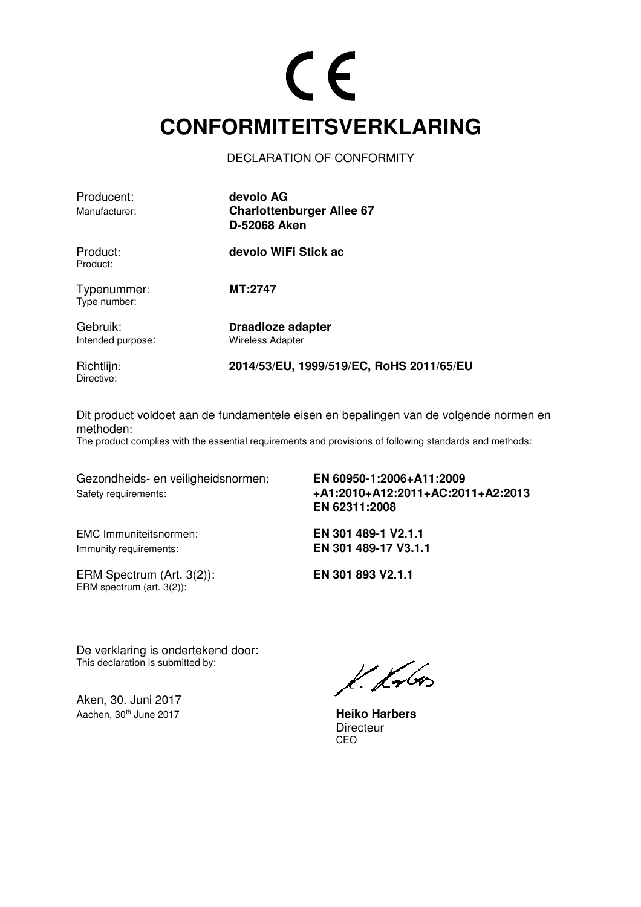CE

# CONFORMITEITSVERKLARING

DECLARATION OF CONFORMITY

Producent:
Manufacturer:
**devolo AG**
**Charlottenburger Allee 67**
**D-52068 Aken**

Product:
Product:
**devolo WiFi Stick ac**

Typenummer:
Type number:
**MT:2747**

Gebruik:
Intended purpose:
**Draadloze adapter**
Wireless Adapter

Richtlijn:
Directive:
**2014/53/EU, 1999/519/EC, RoHS 2011/65/EU**

Dit product voldoet aan de fundamentele eisen en bepalingen van de volgende normen en methoden:
The product complies with the essential requirements and provisions of following standards and methods:

Gezondheids- en veiligheidsnormen:
Safety requirements:
**EN 60950-1:2006+A11:2009**
**+A1:2010+A12:2011+AC:2011+A2:2013**
**EN 62311:2008**

EMC Immuniteitsnormen:
Immunity requirements:
**EN 301 489-1 V2.1.1**
**EN 301 489-17 V3.1.1**

ERM Spectrum (Art. 3(2)):
ERM spectrum (art. 3(2)):
**EN 301 893 V2.1.1**

De verklaring is ondertekend door:
This declaration is submitted by:

Aken, 30. Juni 2017
Aachen, 30th June 2017

**Heiko Harbers**
Directeur
CEO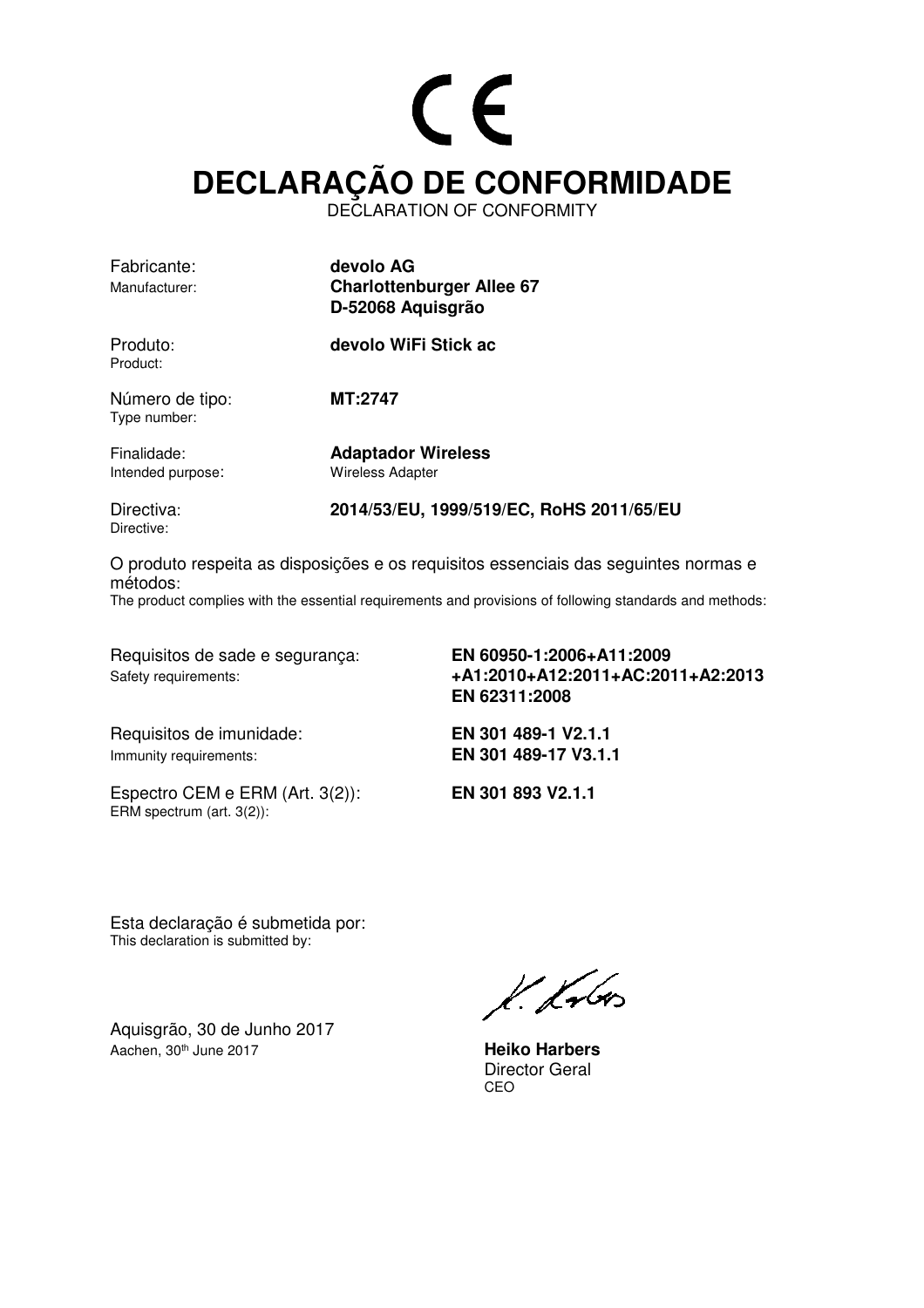CE

# DECLARAÇÃO DE CONFORMIDADE

DECLARATION OF CONFORMITY

| | |
|---|---|
| Fabricante:<br>Manufacturer: | **devolo AG**<br>**Charlottenburger Allee 67**<br>**D-52068 Aquisgrão** |
| Produto:<br>Product: | **devolo WiFi Stick ac** |
| Número de tipo:<br>Type number: | **MT:2747** |
| Finalidade:<br>Intended purpose: | **Adaptador Wireless**<br>Wireless Adapter |
| Directiva:<br>Directive: | **2014/53/EU, 1999/519/EC, RoHS 2011/65/EU** |

O produto respeita as disposições e os requisitos essenciais das seguintes normas e métodos:
The product complies with the essential requirements and provisions of following standards and methods:

| | |
|---|---|
| Requisitos de sade e segurança:<br>Safety requirements: | **EN 60950-1:2006+A11:2009**<br>**+A1:2010+A12:2011+AC:2011+A2:2013**<br>**EN 62311:2008** |
| Requisitos de imunidade:<br>Immunity requirements: | **EN 301 489-1 V2.1.1**<br>**EN 301 489-17 V3.1.1** |
| Espectro CEM e ERM (Art. 3(2)):<br>ERM spectrum (art. 3(2)): | **EN 301 893 V2.1.1** |

Esta declaração é submetida por:
This declaration is submitted by:

Aquisgrão, 30 de Junho 2017
Aachen, 30th June 2017

**Heiko Harbers**
Director Geral
CEO